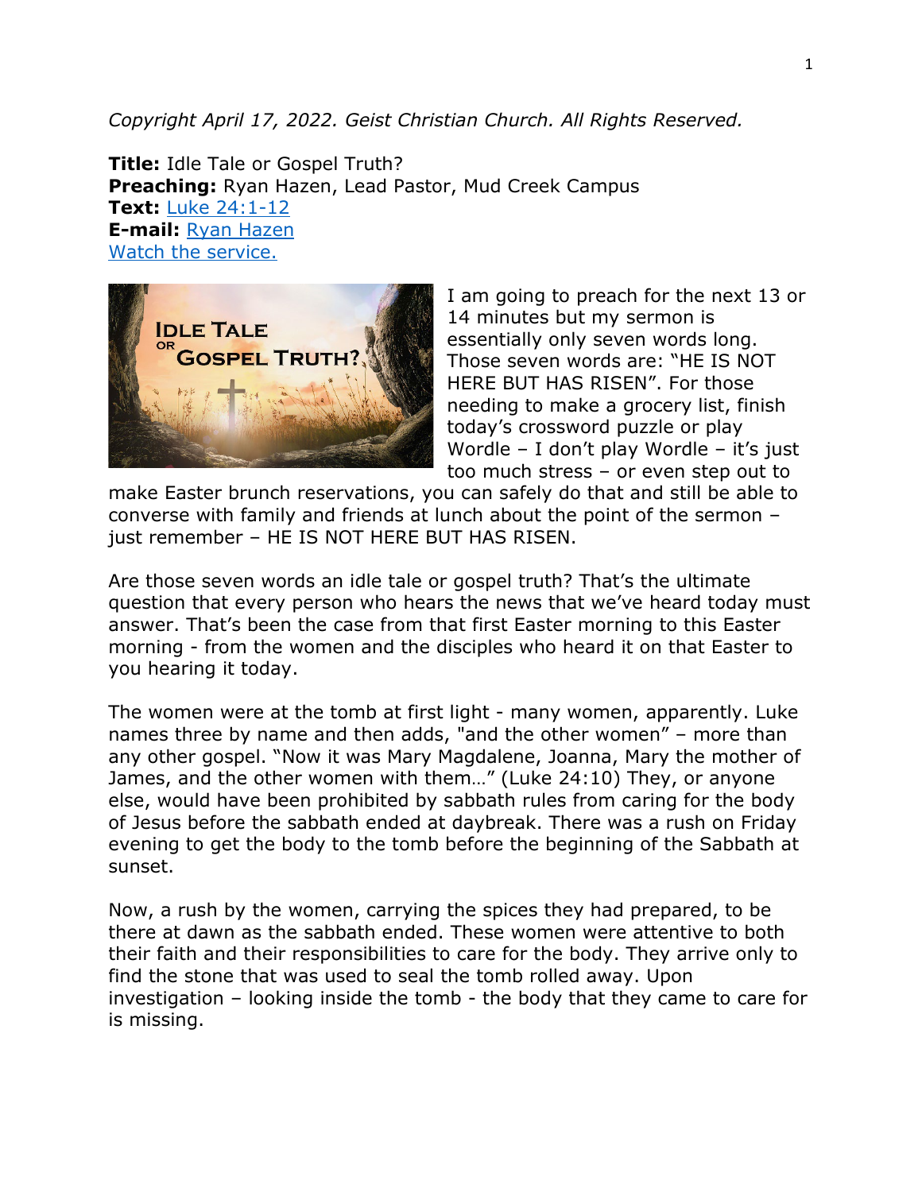*Copyright April 17, 2022. Geist Christian Church. All Rights Reserved.*

**Title:** Idle Tale or Gospel Truth?
**Preaching:** Ryan Hazen, Lead Pastor, Mud Creek Campus
**Text:** Luke 24:1-12
**E-mail:** Ryan Hazen
Watch the service.

I am going to preach for the next 13 or 14 minutes but my sermon is essentially only seven words long. Those seven words are: "HE IS NOT HERE BUT HAS RISEN". For those needing to make a grocery list, finish today's crossword puzzle or play Wordle – I don't play Wordle – it's just too much stress – or even step out to make Easter brunch reservations, you can safely do that and still be able to converse with family and friends at lunch about the point of the sermon – just remember – HE IS NOT HERE BUT HAS RISEN.

Are those seven words an idle tale or gospel truth? That's the ultimate question that every person who hears the news that we've heard today must answer. That's been the case from that first Easter morning to this Easter morning - from the women and the disciples who heard it on that Easter to you hearing it today.

The women were at the tomb at first light - many women, apparently. Luke names three by name and then adds, "and the other women" – more than any other gospel. "Now it was Mary Magdalene, Joanna, Mary the mother of James, and the other women with them…" (Luke 24:10) They, or anyone else, would have been prohibited by sabbath rules from caring for the body of Jesus before the sabbath ended at daybreak. There was a rush on Friday evening to get the body to the tomb before the beginning of the Sabbath at sunset.

Now, a rush by the women, carrying the spices they had prepared, to be there at dawn as the sabbath ended. These women were attentive to both their faith and their responsibilities to care for the body. They arrive only to find the stone that was used to seal the tomb rolled away. Upon investigation – looking inside the tomb - the body that they came to care for is missing.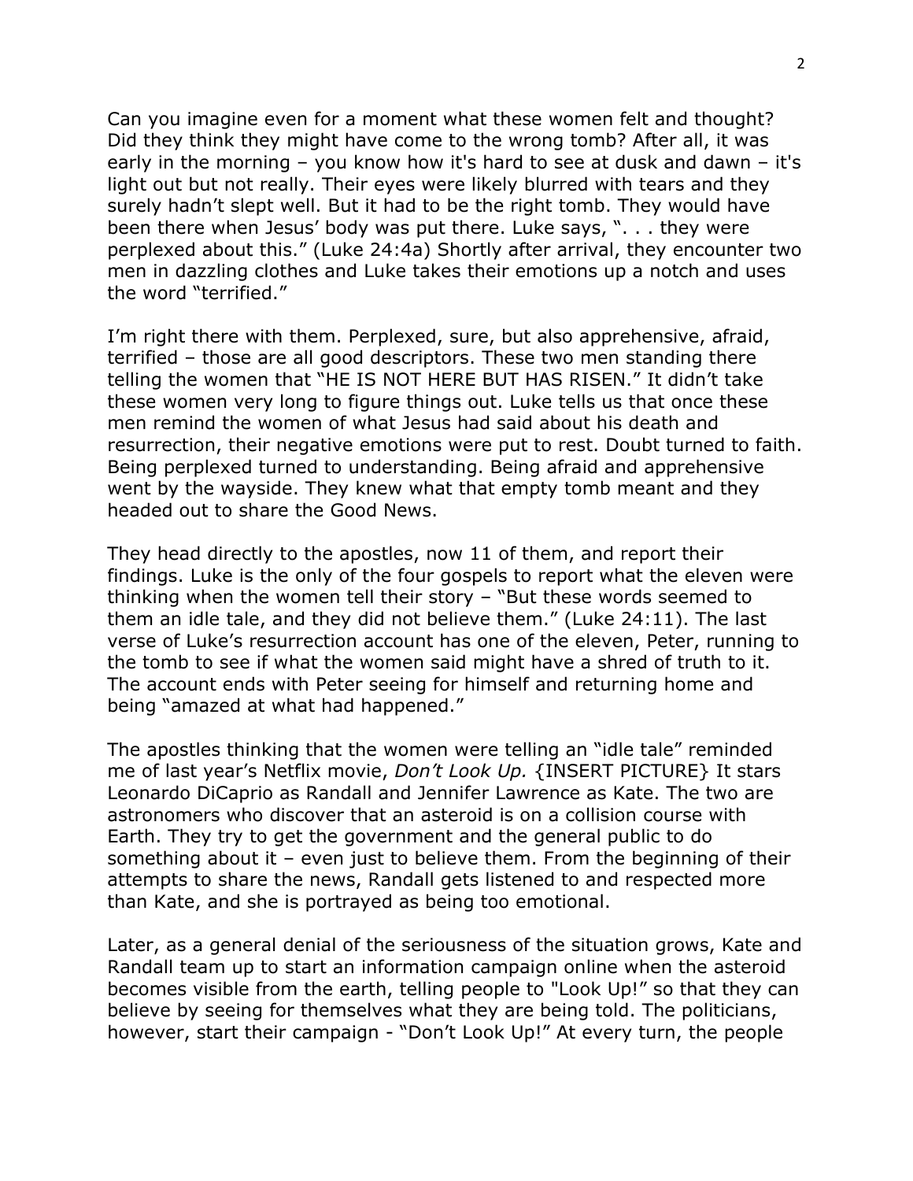Can you imagine even for a moment what these women felt and thought? Did they think they might have come to the wrong tomb? After all, it was early in the morning – you know how it's hard to see at dusk and dawn – it's light out but not really. Their eyes were likely blurred with tears and they surely hadn't slept well. But it had to be the right tomb. They would have been there when Jesus' body was put there. Luke says, ". . . they were perplexed about this." (Luke 24:4a) Shortly after arrival, they encounter two men in dazzling clothes and Luke takes their emotions up a notch and uses the word "terrified."

I'm right there with them. Perplexed, sure, but also apprehensive, afraid, terrified – those are all good descriptors. These two men standing there telling the women that "HE IS NOT HERE BUT HAS RISEN." It didn't take these women very long to figure things out. Luke tells us that once these men remind the women of what Jesus had said about his death and resurrection, their negative emotions were put to rest. Doubt turned to faith. Being perplexed turned to understanding. Being afraid and apprehensive went by the wayside. They knew what that empty tomb meant and they headed out to share the Good News.

They head directly to the apostles, now 11 of them, and report their findings. Luke is the only of the four gospels to report what the eleven were thinking when the women tell their story – "But these words seemed to them an idle tale, and they did not believe them." (Luke 24:11). The last verse of Luke's resurrection account has one of the eleven, Peter, running to the tomb to see if what the women said might have a shred of truth to it. The account ends with Peter seeing for himself and returning home and being "amazed at what had happened."

The apostles thinking that the women were telling an "idle tale" reminded me of last year's Netflix movie, *Don't Look Up.* {INSERT PICTURE} It stars Leonardo DiCaprio as Randall and Jennifer Lawrence as Kate. The two are astronomers who discover that an asteroid is on a collision course with Earth. They try to get the government and the general public to do something about it – even just to believe them. From the beginning of their attempts to share the news, Randall gets listened to and respected more than Kate, and she is portrayed as being too emotional.

Later, as a general denial of the seriousness of the situation grows, Kate and Randall team up to start an information campaign online when the asteroid becomes visible from the earth, telling people to "Look Up!" so that they can believe by seeing for themselves what they are being told. The politicians, however, start their campaign - "Don't Look Up!" At every turn, the people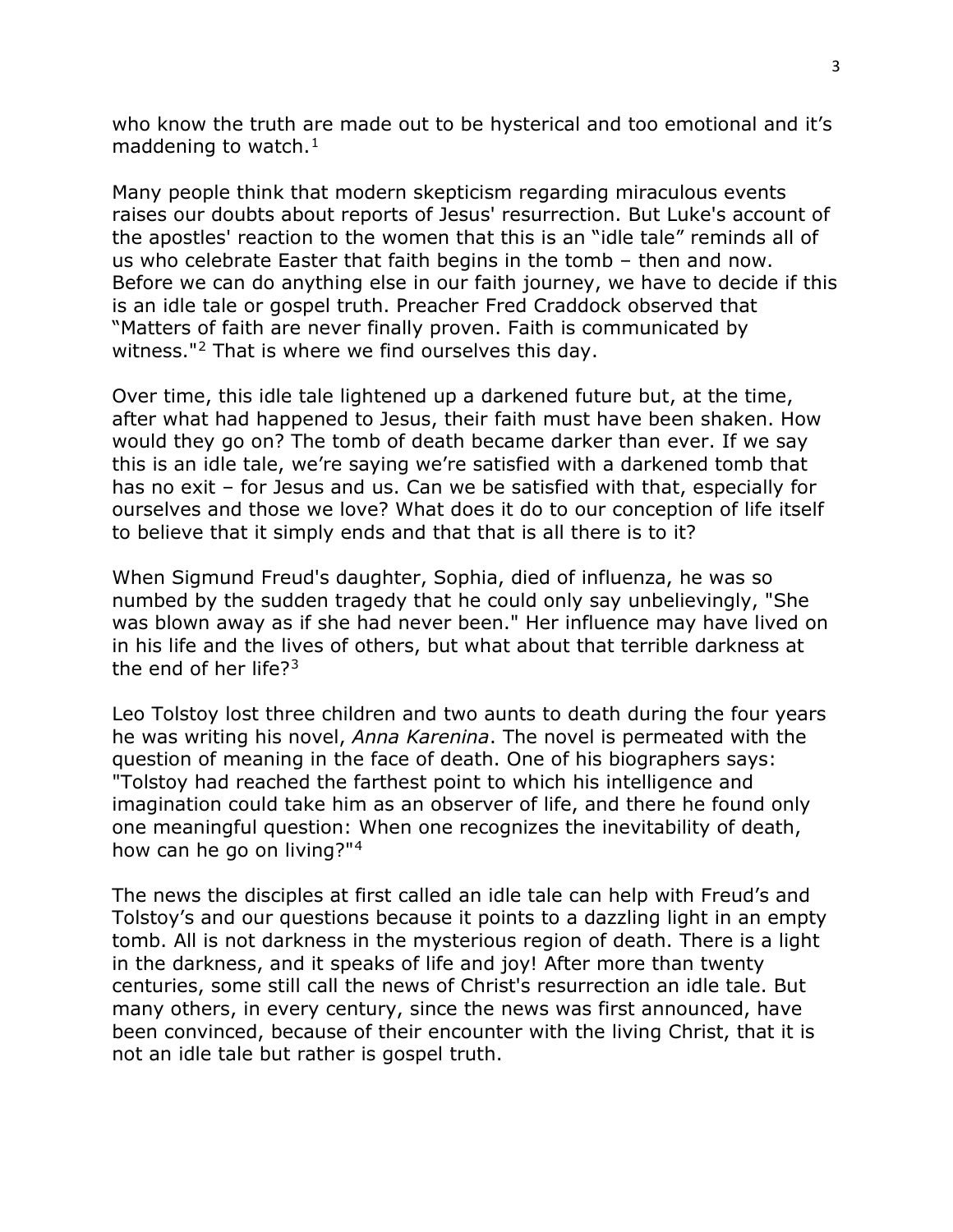who know the truth are made out to be hysterical and too emotional and it's maddening to watch.[1]

Many people think that modern skepticism regarding miraculous events raises our doubts about reports of Jesus' resurrection. But Luke's account of the apostles' reaction to the women that this is an "idle tale" reminds all of us who celebrate Easter that faith begins in the tomb – then and now. Before we can do anything else in our faith journey, we have to decide if this is an idle tale or gospel truth. Preacher Fred Craddock observed that "Matters of faith are never finally proven. Faith is communicated by witness."[2] That is where we find ourselves this day.

Over time, this idle tale lightened up a darkened future but, at the time, after what had happened to Jesus, their faith must have been shaken. How would they go on? The tomb of death became darker than ever. If we say this is an idle tale, we're saying we're satisfied with a darkened tomb that has no exit – for Jesus and us. Can we be satisfied with that, especially for ourselves and those we love? What does it do to our conception of life itself to believe that it simply ends and that that is all there is to it?

When Sigmund Freud's daughter, Sophia, died of influenza, he was so numbed by the sudden tragedy that he could only say unbelievingly, "She was blown away as if she had never been." Her influence may have lived on in his life and the lives of others, but what about that terrible darkness at the end of her life?[3]

Leo Tolstoy lost three children and two aunts to death during the four years he was writing his novel, *Anna Karenina*. The novel is permeated with the question of meaning in the face of death. One of his biographers says: "Tolstoy had reached the farthest point to which his intelligence and imagination could take him as an observer of life, and there he found only one meaningful question: When one recognizes the inevitability of death, how can he go on living?"[4]

The news the disciples at first called an idle tale can help with Freud's and Tolstoy's and our questions because it points to a dazzling light in an empty tomb. All is not darkness in the mysterious region of death. There is a light in the darkness, and it speaks of life and joy! After more than twenty centuries, some still call the news of Christ's resurrection an idle tale. But many others, in every century, since the news was first announced, have been convinced, because of their encounter with the living Christ, that it is not an idle tale but rather is gospel truth.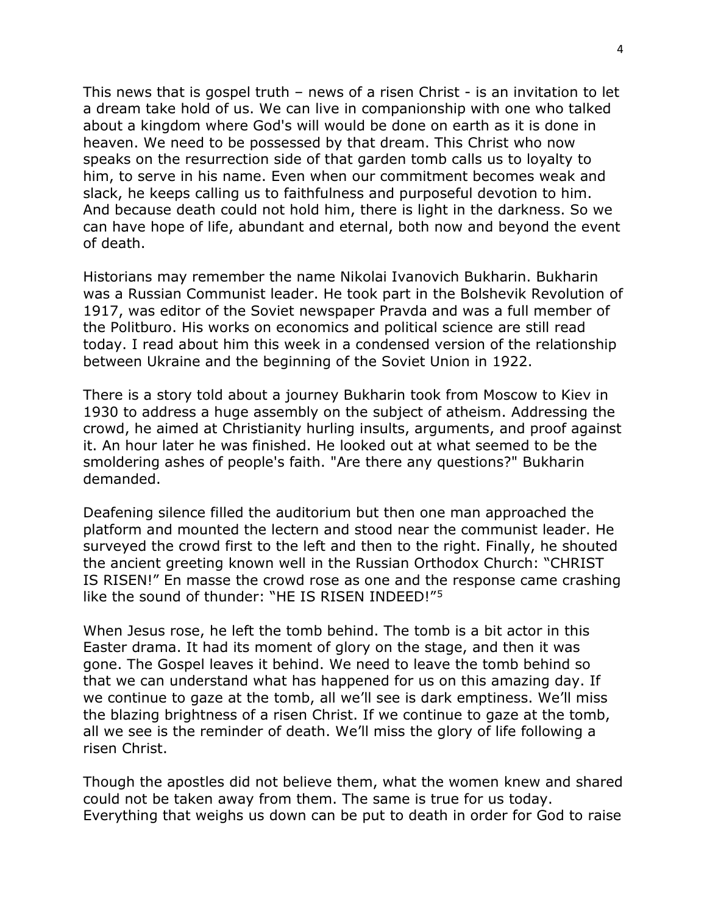This news that is gospel truth – news of a risen Christ - is an invitation to let a dream take hold of us. We can live in companionship with one who talked about a kingdom where God's will would be done on earth as it is done in heaven. We need to be possessed by that dream. This Christ who now speaks on the resurrection side of that garden tomb calls us to loyalty to him, to serve in his name. Even when our commitment becomes weak and slack, he keeps calling us to faithfulness and purposeful devotion to him. And because death could not hold him, there is light in the darkness. So we can have hope of life, abundant and eternal, both now and beyond the event of death.

Historians may remember the name Nikolai Ivanovich Bukharin. Bukharin was a Russian Communist leader. He took part in the Bolshevik Revolution of 1917, was editor of the Soviet newspaper Pravda and was a full member of the Politburo. His works on economics and political science are still read today. I read about him this week in a condensed version of the relationship between Ukraine and the beginning of the Soviet Union in 1922.

There is a story told about a journey Bukharin took from Moscow to Kiev in 1930 to address a huge assembly on the subject of atheism. Addressing the crowd, he aimed at Christianity hurling insults, arguments, and proof against it. An hour later he was finished. He looked out at what seemed to be the smoldering ashes of people's faith. "Are there any questions?" Bukharin demanded.

Deafening silence filled the auditorium but then one man approached the platform and mounted the lectern and stood near the communist leader. He surveyed the crowd first to the left and then to the right. Finally, he shouted the ancient greeting known well in the Russian Orthodox Church: "CHRIST IS RISEN!" En masse the crowd rose as one and the response came crashing like the sound of thunder: "HE IS RISEN INDEED!"[5]

When Jesus rose, he left the tomb behind. The tomb is a bit actor in this Easter drama. It had its moment of glory on the stage, and then it was gone. The Gospel leaves it behind. We need to leave the tomb behind so that we can understand what has happened for us on this amazing day. If we continue to gaze at the tomb, all we'll see is dark emptiness. We'll miss the blazing brightness of a risen Christ. If we continue to gaze at the tomb, all we see is the reminder of death. We'll miss the glory of life following a risen Christ.

Though the apostles did not believe them, what the women knew and shared could not be taken away from them. The same is true for us today. Everything that weighs us down can be put to death in order for God to raise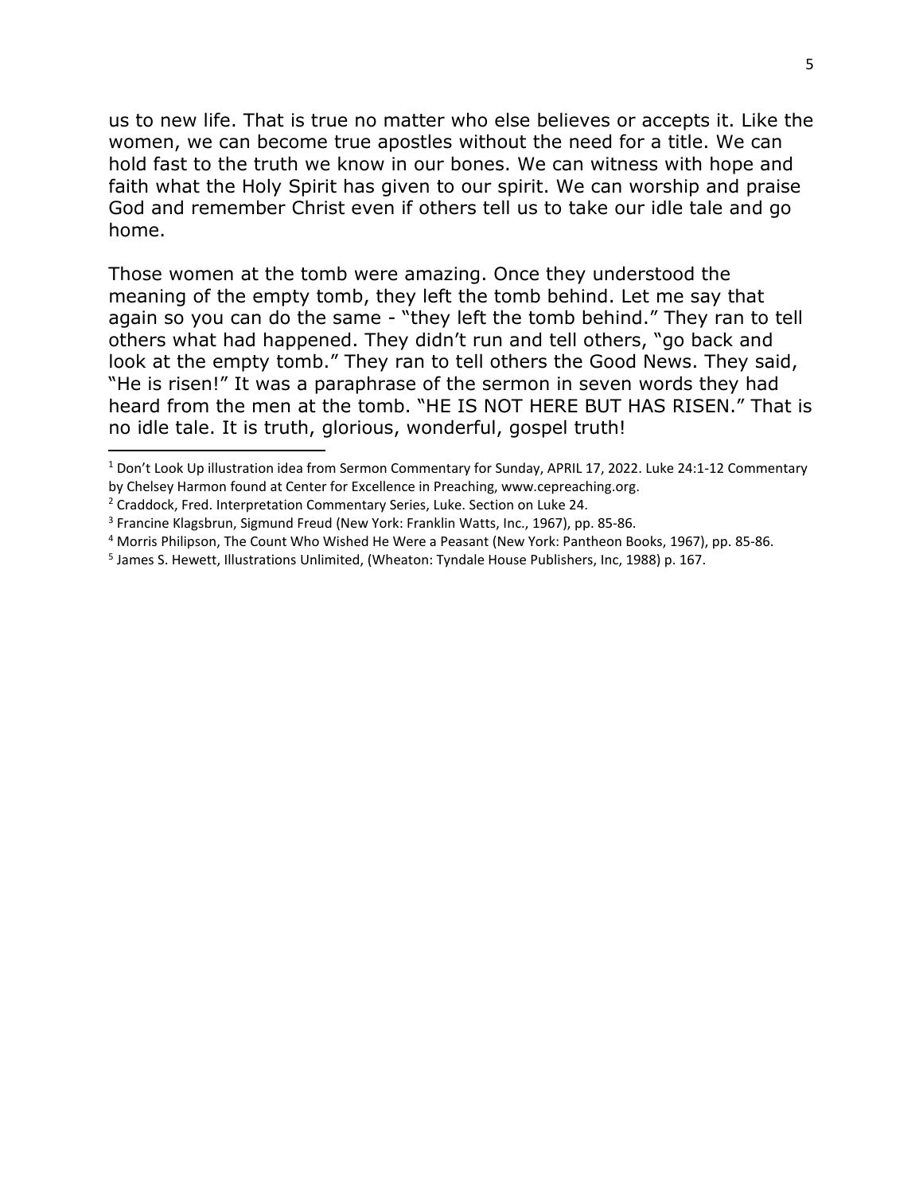us to new life. That is true no matter who else believes or accepts it. Like the women, we can become true apostles without the need for a title. We can hold fast to the truth we know in our bones. We can witness with hope and faith what the Holy Spirit has given to our spirit. We can worship and praise God and remember Christ even if others tell us to take our idle tale and go home.

Those women at the tomb were amazing. Once they understood the meaning of the empty tomb, they left the tomb behind. Let me say that again so you can do the same - "they left the tomb behind." They ran to tell others what had happened. They didn't run and tell others, "go back and look at the empty tomb." They ran to tell others the Good News. They said, "He is risen!" It was a paraphrase of the sermon in seven words they had heard from the men at the tomb. "HE IS NOT HERE BUT HAS RISEN." That is no idle tale. It is truth, glorious, wonderful, gospel truth!

---

[1] Don't Look Up illustration idea from Sermon Commentary for Sunday, APRIL 17, 2022. Luke 24:1-12 Commentary by Chelsey Harmon found at Center for Excellence in Preaching, www.cepreaching.org.

[2] Craddock, Fred. Interpretation Commentary Series, Luke. Section on Luke 24.

[3] Francine Klagsbrun, Sigmund Freud (New York: Franklin Watts, Inc., 1967), pp. 85-86.

[4] Morris Philipson, The Count Who Wished He Were a Peasant (New York: Pantheon Books, 1967), pp. 85-86.

[5] James S. Hewett, Illustrations Unlimited, (Wheaton: Tyndale House Publishers, Inc, 1988) p. 167.